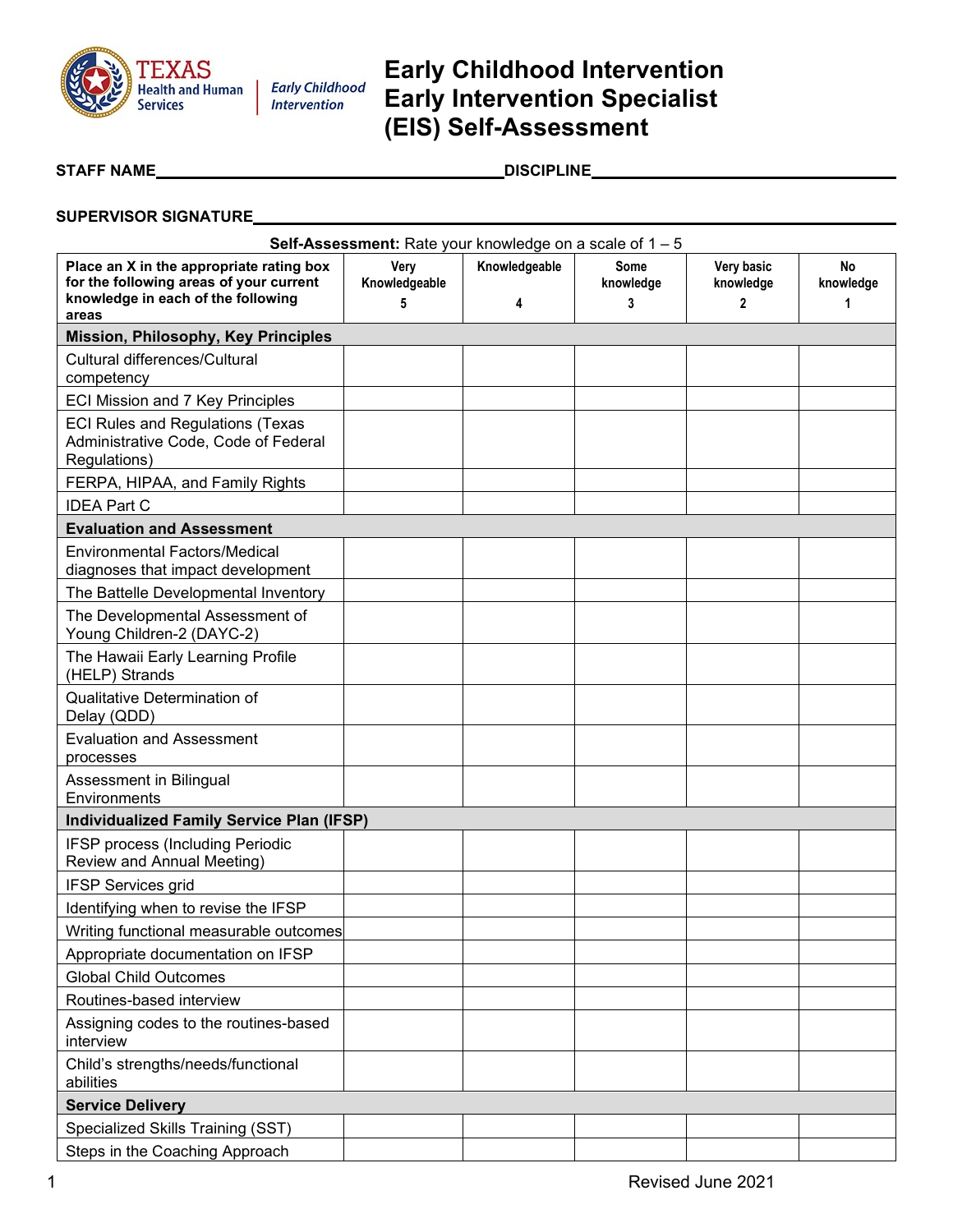# Early Childhood Intervention Early Intervention Specialist (EIS) Self-Assessment

**STAFF NAME**\_\_\_\_\_\_\_\_\_\_\_\_\_\_\_\_\_\_\_\_\_\_\_\_\_\_\_\_\_\_\_\_\_\_\_\_\_\_\_\_ **DISCIPLINE**\_\_\_\_\_\_\_\_\_\_\_\_\_\_\_\_\_\_\_\_\_\_\_\_\_\_\_\_\_\_\_\_\_\_\_\_

**SUPERVISOR SIGNATURE**\_\_\_\_\_\_\_\_\_\_\_\_\_\_\_\_\_\_\_\_\_\_\_\_\_\_\_\_\_\_\_\_\_\_\_\_\_\_\_\_\_\_\_\_\_\_\_\_\_\_\_\_\_\_\_\_\_\_\_\_\_\_\_\_\_\_\_\_\_\_\_

**Self-Assessment:** Rate your knowledge on a scale of 1 – 5

| Place an X in the appropriate rating box for the following areas of your current knowledge in each of the following areas | Very Knowledgeable 5 | Knowledgeable 4 | Some knowledge 3 | Very basic knowledge 2 | No knowledge 1 |
|---|---|---|---|---|---|
| **Mission, Philosophy, Key Principles** | | | | | |
| Cultural differences/Cultural competency | | | | | |
| ECI Mission and 7 Key Principles | | | | | |
| ECI Rules and Regulations (Texas Administrative Code, Code of Federal Regulations) | | | | | |
| FERPA, HIPAA, and Family Rights | | | | | |
| IDEA Part C | | | | | |
| **Evaluation and Assessment** | | | | | |
| Environmental Factors/Medical diagnoses that impact development | | | | | |
| The Battelle Developmental Inventory | | | | | |
| The Developmental Assessment of Young Children-2 (DAYC-2) | | | | | |
| The Hawaii Early Learning Profile (HELP) Strands | | | | | |
| Qualitative Determination of Delay (QDD) | | | | | |
| Evaluation and Assessment processes | | | | | |
| Assessment in Bilingual Environments | | | | | |
| **Individualized Family Service Plan (IFSP)** | | | | | |
| IFSP process (Including Periodic Review and Annual Meeting) | | | | | |
| IFSP Services grid | | | | | |
| Identifying when to revise the IFSP | | | | | |
| Writing functional measurable outcomes | | | | | |
| Appropriate documentation on IFSP | | | | | |
| Global Child Outcomes | | | | | |
| Routines-based interview | | | | | |
| Assigning codes to the routines-based interview | | | | | |
| Child's strengths/needs/functional abilities | | | | | |
| **Service Delivery** | | | | | |
| Specialized Skills Training (SST) | | | | | |
| Steps in the Coaching Approach | | | | | |

Revised June 2021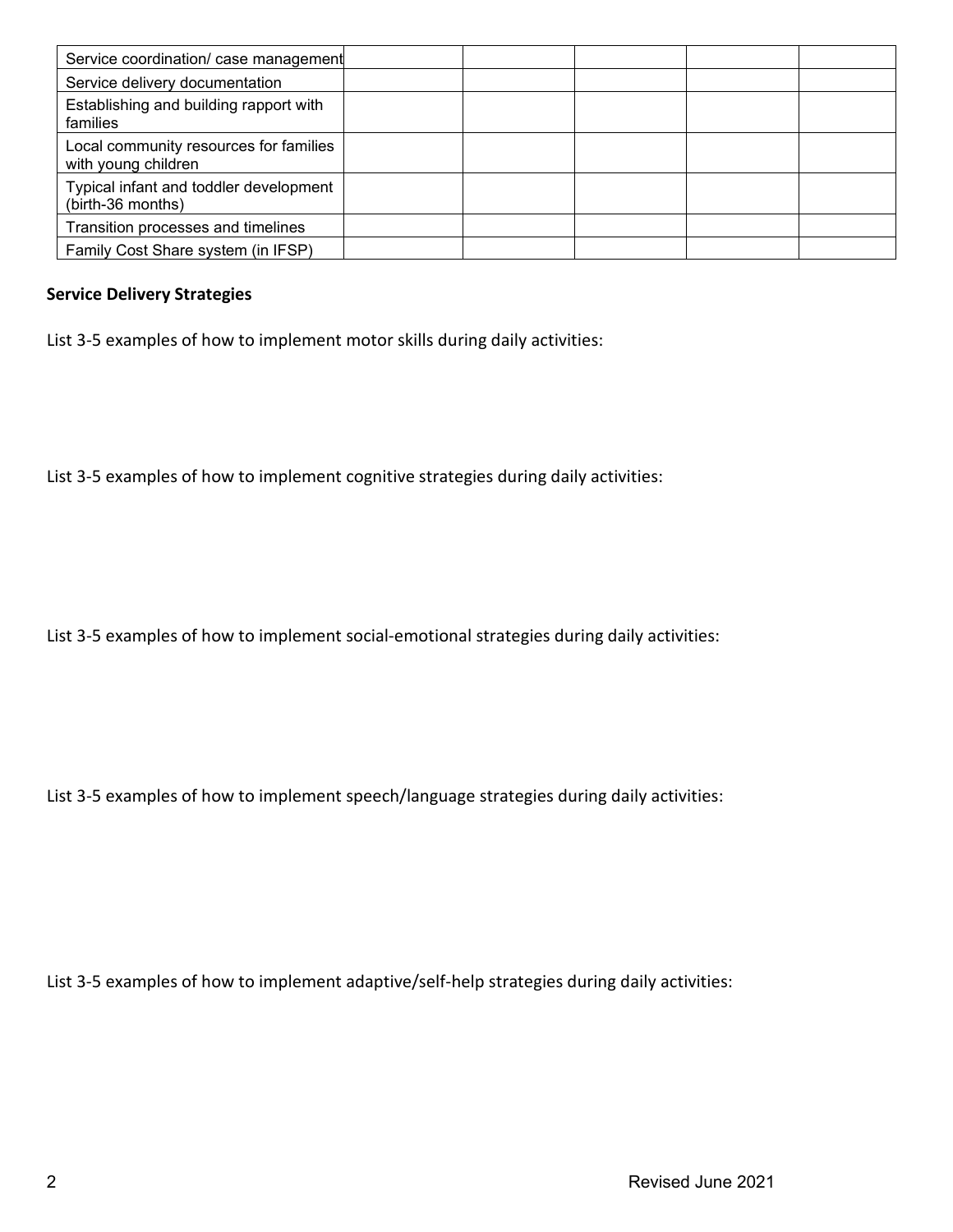| | | | | | |
|---|---|---|---|---|---|
| Service coordination/ case management | | | | | |
| Service delivery documentation | | | | | |
| Establishing and building rapport with families | | | | | |
| Local community resources for families with young children | | | | | |
| Typical infant and toddler development (birth-36 months) | | | | | |
| Transition processes and timelines | | | | | |
| Family Cost Share system (in IFSP) | | | | | |

**Service Delivery Strategies**

List 3-5 examples of how to implement motor skills during daily activities:

List 3-5 examples of how to implement cognitive strategies during daily activities:

List 3-5 examples of how to implement social-emotional strategies during daily activities:

List 3-5 examples of how to implement speech/language strategies during daily activities:

List 3-5 examples of how to implement adaptive/self-help strategies during daily activities: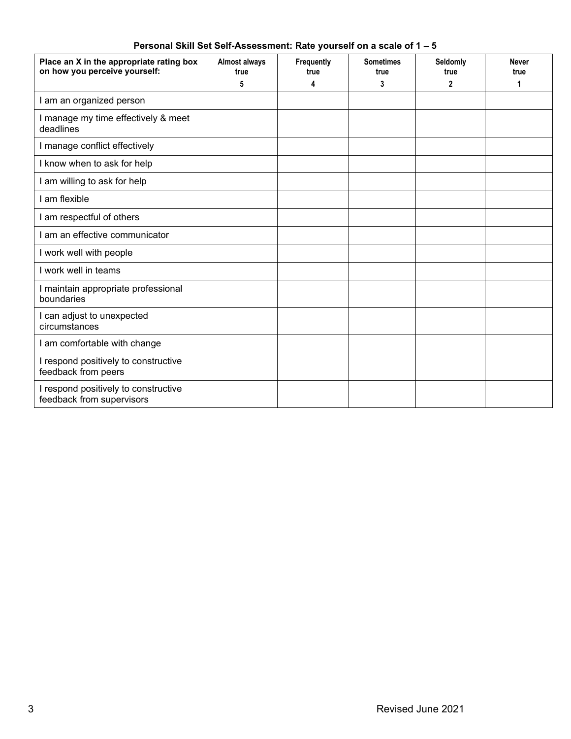**Personal Skill Set Self-Assessment: Rate yourself on a scale of 1 – 5**

| Place an X in the appropriate rating box on how you perceive yourself: | Almost always true 5 | Frequently true 4 | Sometimes true 3 | Seldomly true 2 | Never true 1 |
|---|---|---|---|---|---|
| I am an organized person | | | | | |
| I manage my time effectively & meet deadlines | | | | | |
| I manage conflict effectively | | | | | |
| I know when to ask for help | | | | | |
| I am willing to ask for help | | | | | |
| I am flexible | | | | | |
| I am respectful of others | | | | | |
| I am an effective communicator | | | | | |
| I work well with people | | | | | |
| I work well in teams | | | | | |
| I maintain appropriate professional boundaries | | | | | |
| I can adjust to unexpected circumstances | | | | | |
| I am comfortable with change | | | | | |
| I respond positively to constructive feedback from peers | | | | | |
| I respond positively to constructive feedback from supervisors | | | | | |

Revised June 2021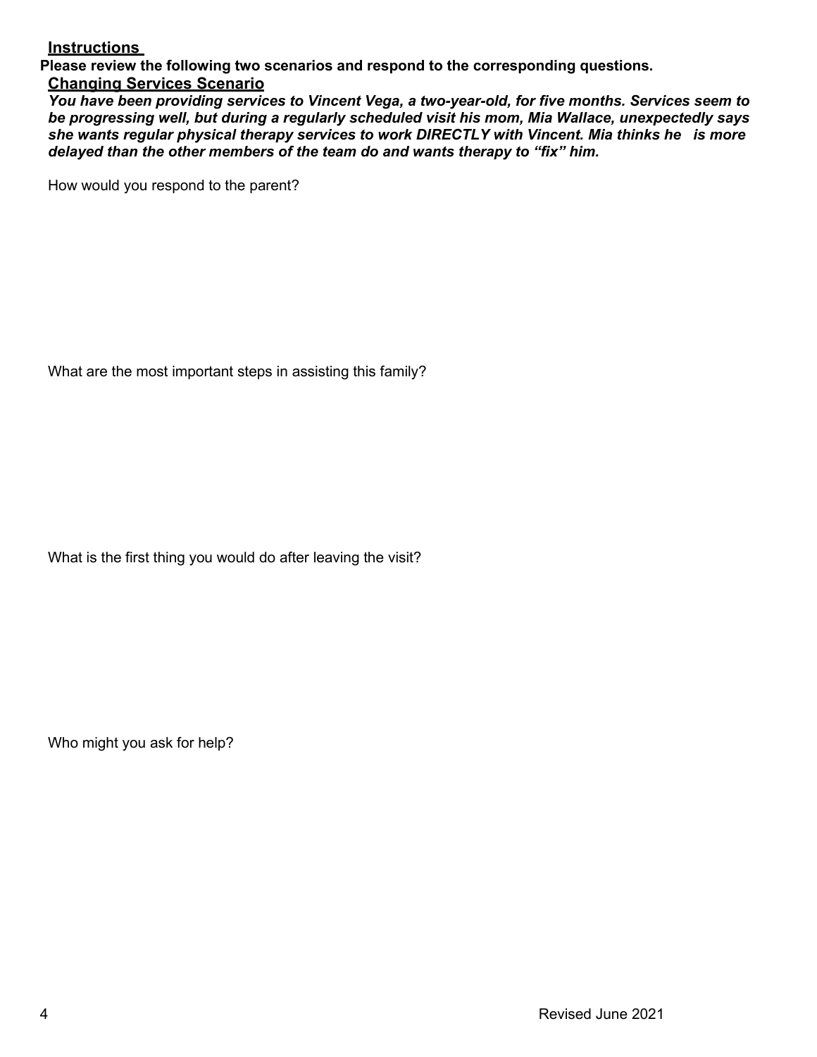## Instructions

**Please review the following two scenarios and respond to the corresponding questions.**

### Changing Services Scenario

***You have been providing services to Vincent Vega, a two-year-old, for five months. Services seem to be progressing well, but during a regularly scheduled visit his mom, Mia Wallace, unexpectedly says she wants regular physical therapy services to work DIRECTLY with Vincent. Mia thinks he is more delayed than the other members of the team do and wants therapy to "fix" him.***

How would you respond to the parent?

What are the most important steps in assisting this family?

What is the first thing you would do after leaving the visit?

Who might you ask for help?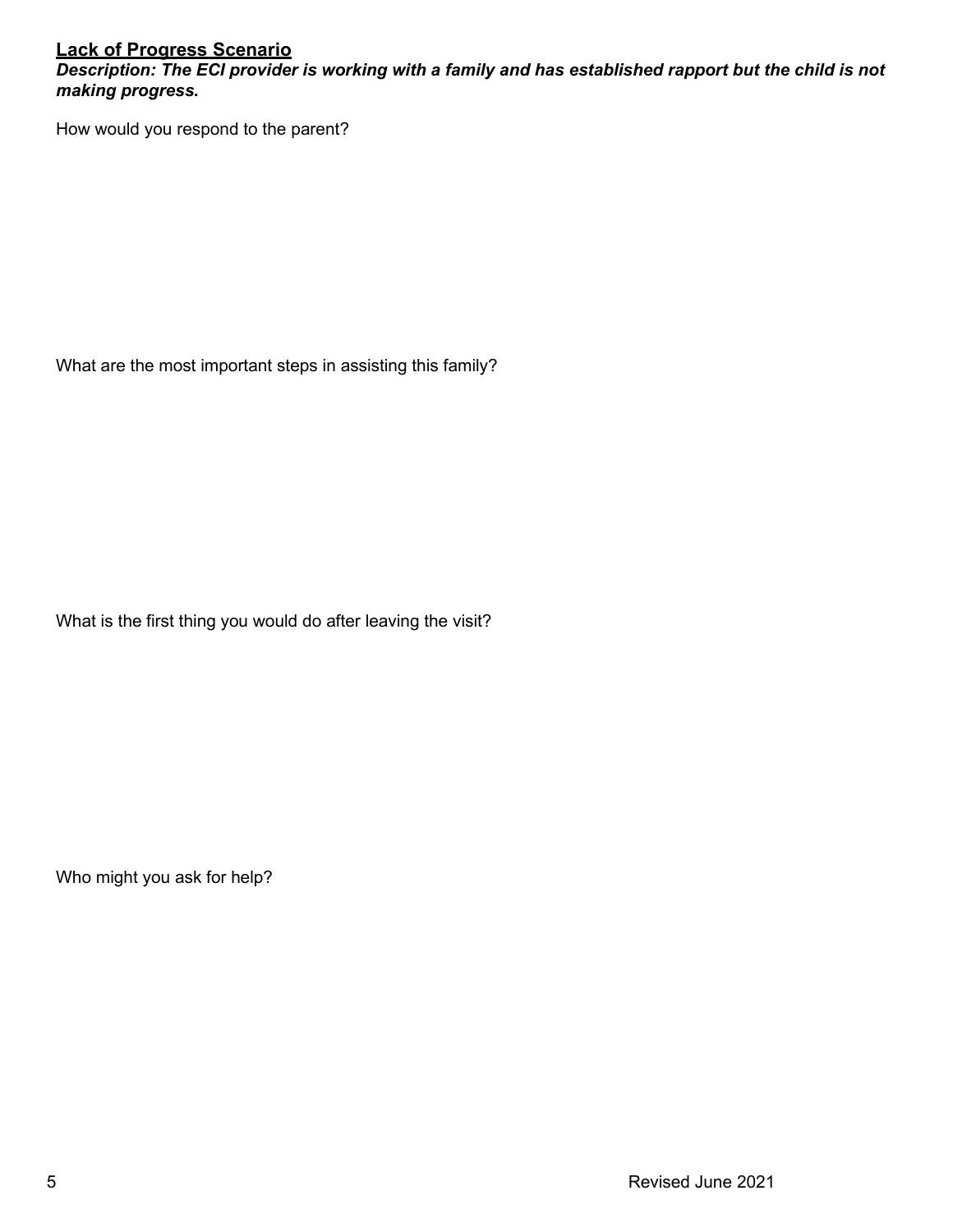## Lack of Progress Scenario

***Description: The ECI provider is working with a family and has established rapport but the child is not making progress.***

How would you respond to the parent?

What are the most important steps in assisting this family?

What is the first thing you would do after leaving the visit?

Who might you ask for help?

Revised June 2021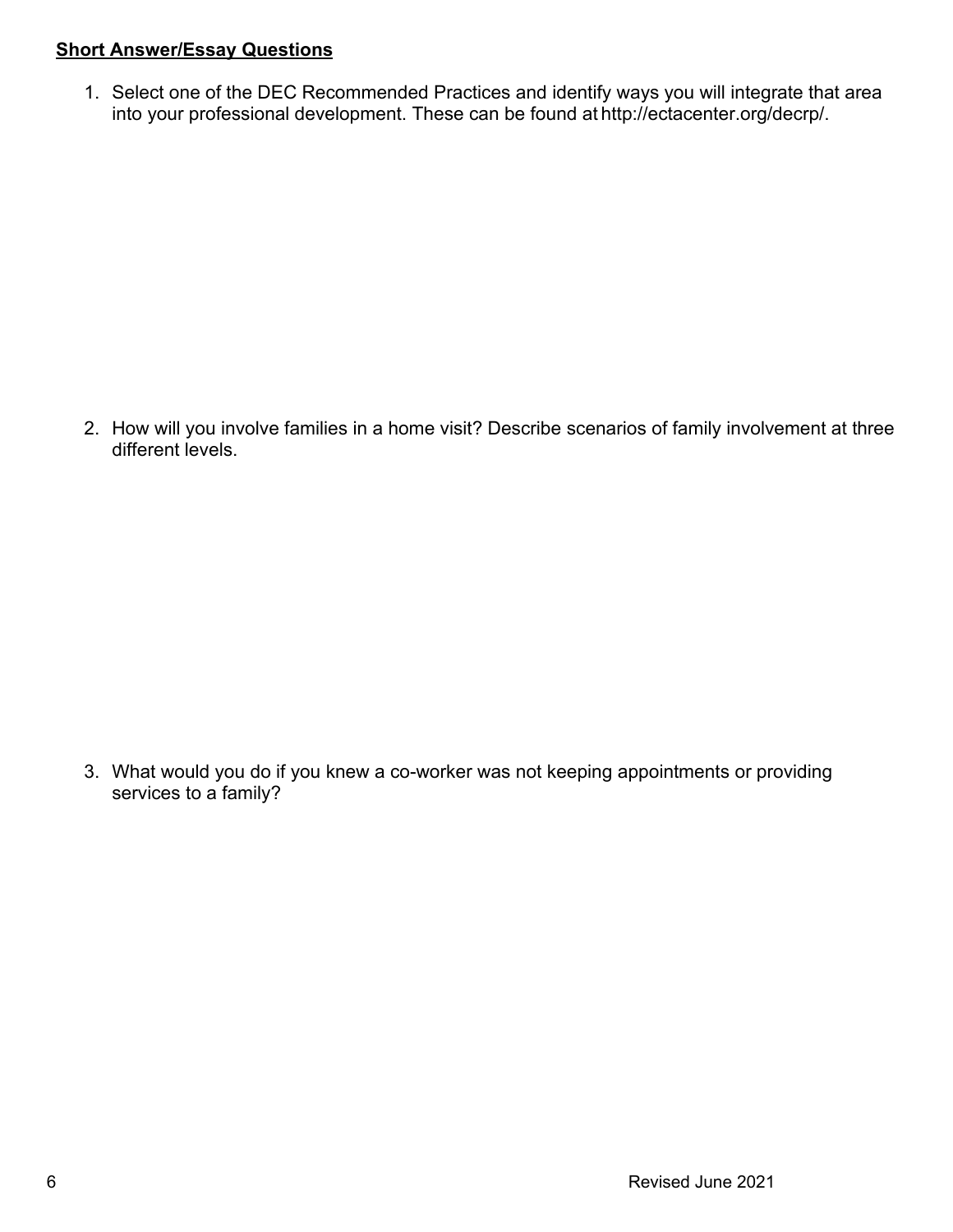**Short Answer/Essay Questions**

1. Select one of the DEC Recommended Practices and identify ways you will integrate that area into your professional development. These can be found at http://ectacenter.org/decrp/.

2. How will you involve families in a home visit? Describe scenarios of family involvement at three different levels.

3. What would you do if you knew a co-worker was not keeping appointments or providing services to a family?